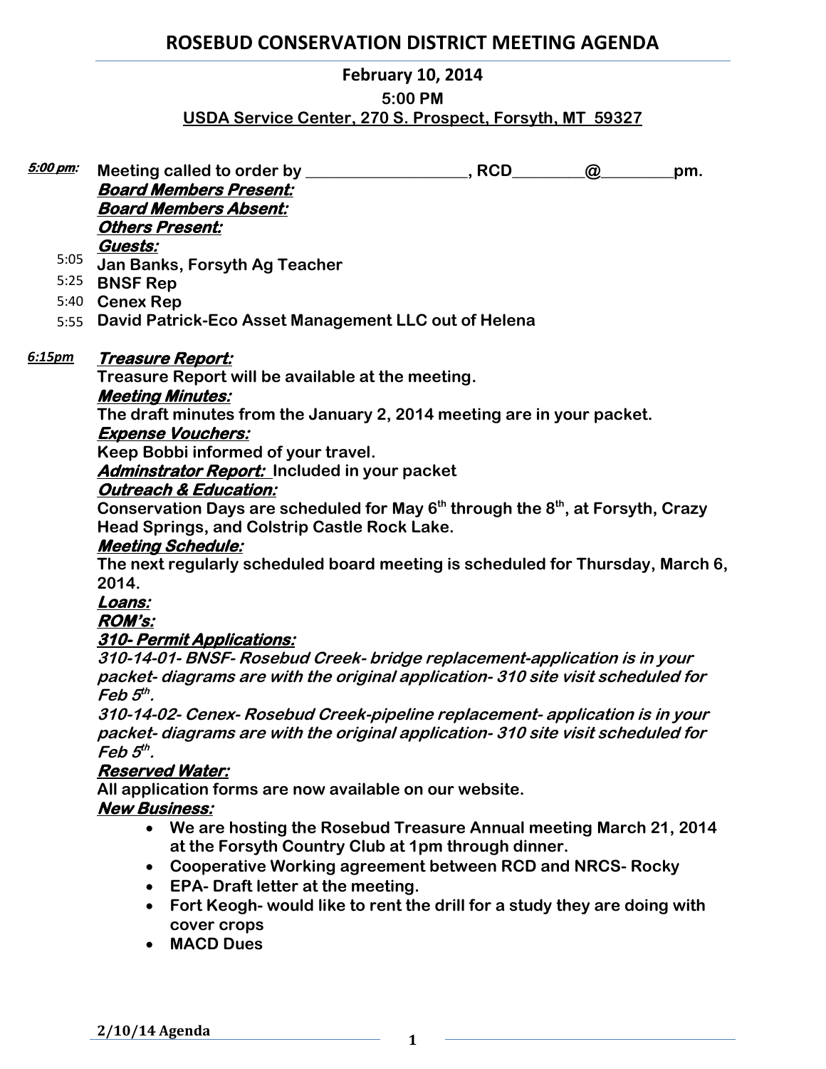# ROSEBUD CONSERVATION DISTRICT MEETING AGENDA

**February 10, 2014**

**5:00 PM**

**USDA Service Center, 270 S. Prospect, Forsyth, MT 59327**

***5:00 pm:*** **Meeting called to order by ____________________, RCD_________@_________pm.**

***Board Members Present:***

***Board Members Absent:***

***Others Present:***

***Guests:***

5:05 **Jan Banks, Forsyth Ag Teacher**

5:25 **BNSF Rep**

5:40 **Cenex Rep**

5:55 **David Patrick-Eco Asset Management LLC out of Helena**

***6:15pm*** ***Treasure Report:***

**Treasure Report will be available at the meeting.**

***Meeting Minutes:***

**The draft minutes from the January 2, 2014 meeting are in your packet.**

***Expense Vouchers:***

**Keep Bobbi informed of your travel.**

***Adminstrator Report:*** **Included in your packet**

***Outreach & Education:***

**Conservation Days are scheduled for May 6th through the 8th, at Forsyth, Crazy Head Springs, and Colstrip Castle Rock Lake.**

***Meeting Schedule:***

**The next regularly scheduled board meeting is scheduled for Thursday, March 6, 2014.**

***Loans:***

***ROM's:***

***310- Permit Applications:***

***310-14-01- BNSF- Rosebud Creek- bridge replacement-application is in your packet- diagrams are with the original application- 310 site visit scheduled for Feb 5th.***

***310-14-02- Cenex- Rosebud Creek-pipeline replacement- application is in your packet- diagrams are with the original application- 310 site visit scheduled for Feb 5th.***

***Reserved Water:***

**All application forms are now available on our website.**

***New Business:***

- **We are hosting the Rosebud Treasure Annual meeting March 21, 2014 at the Forsyth Country Club at 1pm through dinner.**
- **Cooperative Working agreement between RCD and NRCS- Rocky**
- **EPA- Draft letter at the meeting.**
- **Fort Keogh- would like to rent the drill for a study they are doing with cover crops**
- **MACD Dues**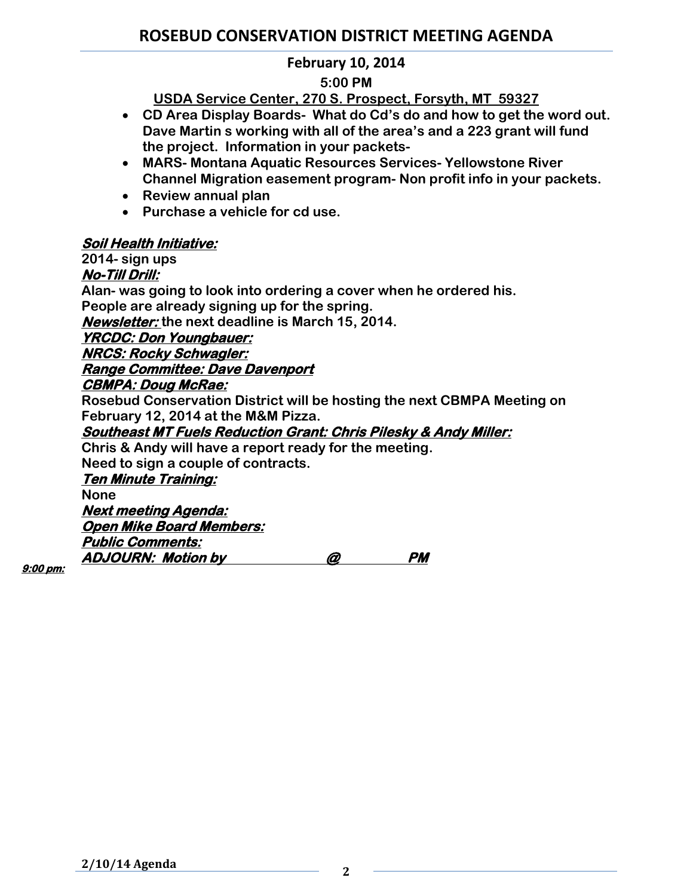## ROSEBUD CONSERVATION DISTRICT MEETING AGENDA

**February 10, 2014**

**5:00 PM**

**USDA Service Center, 270 S. Prospect, Forsyth, MT 59327**

- **CD Area Display Boards- What do Cd's do and how to get the word out. Dave Martin s working with all of the area's and a 223 grant will fund the project. Information in your packets-**
- **MARS- Montana Aquatic Resources Services- Yellowstone River Channel Migration easement program- Non profit info in your packets.**
- **Review annual plan**
- **Purchase a vehicle for cd use.**

***Soil Health Initiative:***

**2014- sign ups**

***No-Till Drill:***

**Alan- was going to look into ordering a cover when he ordered his.**

**People are already signing up for the spring.**

***Newsletter:*** **the next deadline is March 15, 2014.**

***YRCDC: Don Youngbauer:***

***NRCS: Rocky Schwagler:***

***Range Committee: Dave Davenport***

***CBMPA: Doug McRae:***

**Rosebud Conservation District will be hosting the next CBMPA Meeting on February 12, 2014 at the M&M Pizza.**

***Southeast MT Fuels Reduction Grant: Chris Pilesky & Andy Miller:***

**Chris & Andy will have a report ready for the meeting.**

**Need to sign a couple of contracts.**

***Ten Minute Training:***

**None**

***Next meeting Agenda:***

***Open Mike Board Members:***

***Public Comments:***

***ADJOURN: Motion by ______________ @ __________ PM***

***9:00 pm:***